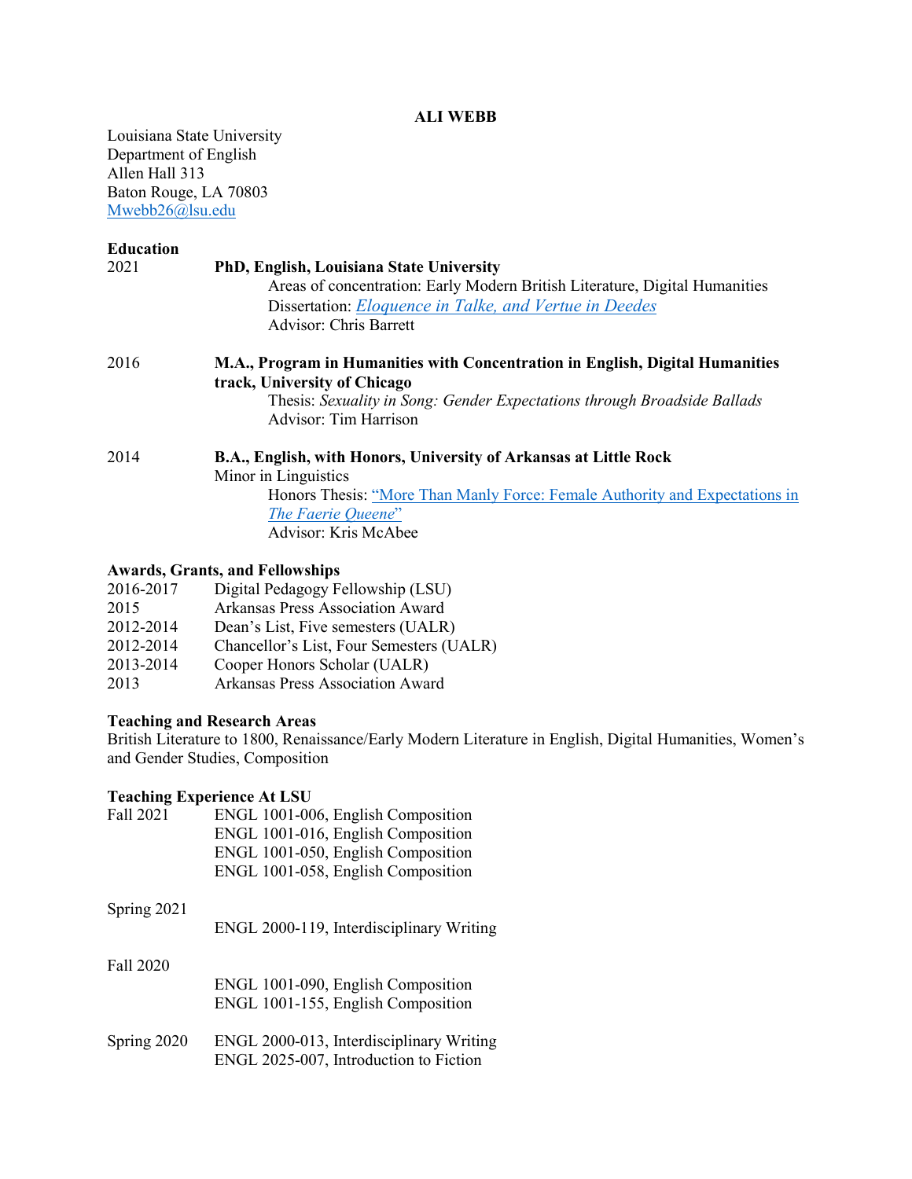# ALI WEBB

Louisiana State University
Department of English
Allen Hall 313
Baton Rouge, LA 70803
Mwebb26@lsu.edu

## Education

2021 **PhD, English, Louisiana State University**
Areas of concentration: Early Modern British Literature, Digital Humanities
Dissertation: *Eloquence in Talke, and Vertue in Deedes*
Advisor: Chris Barrett

2016 **M.A., Program in Humanities with Concentration in English, Digital Humanities track, University of Chicago**
Thesis: *Sexuality in Song: Gender Expectations through Broadside Ballads*
Advisor: Tim Harrison

2014 **B.A., English, with Honors, University of Arkansas at Little Rock**
Minor in Linguistics
Honors Thesis: "More Than Manly Force: Female Authority and Expectations in *The Faerie Queene*"
Advisor: Kris McAbee

## Awards, Grants, and Fellowships

| | |
|---|---|
| 2016-2017 | Digital Pedagogy Fellowship (LSU) |
| 2015 | Arkansas Press Association Award |
| 2012-2014 | Dean's List, Five semesters (UALR) |
| 2012-2014 | Chancellor's List, Four Semesters (UALR) |
| 2013-2014 | Cooper Honors Scholar (UALR) |
| 2013 | Arkansas Press Association Award |

## Teaching and Research Areas

British Literature to 1800, Renaissance/Early Modern Literature in English, Digital Humanities, Women's and Gender Studies, Composition

## Teaching Experience At LSU

Fall 2021
- ENGL 1001-006, English Composition
- ENGL 1001-016, English Composition
- ENGL 1001-050, English Composition
- ENGL 1001-058, English Composition

Spring 2021
- ENGL 2000-119, Interdisciplinary Writing

Fall 2020
- ENGL 1001-090, English Composition
- ENGL 1001-155, English Composition

Spring 2020
- ENGL 2000-013, Interdisciplinary Writing
- ENGL 2025-007, Introduction to Fiction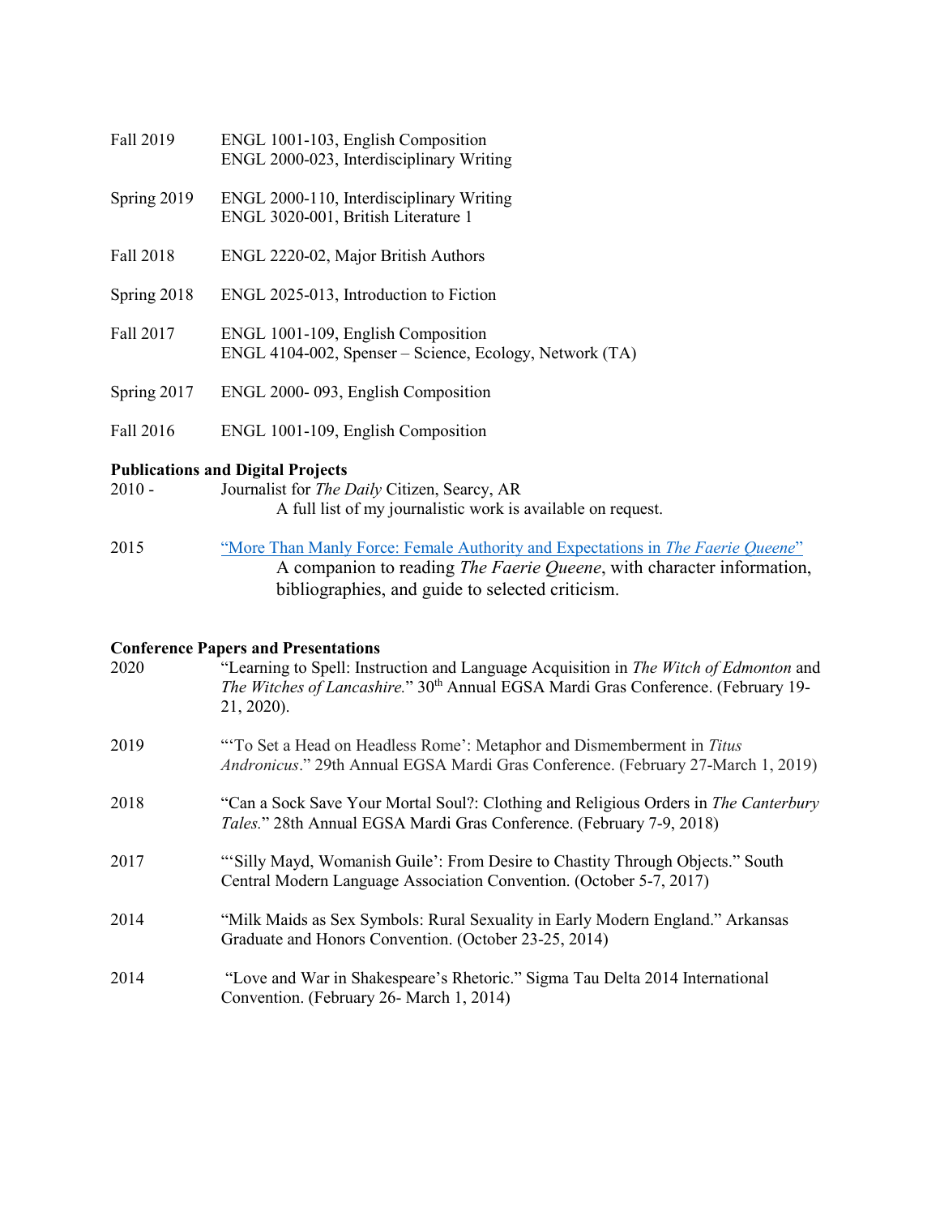Fall 2019 ENGL 1001-103, English Composition
ENGL 2000-023, Interdisciplinary Writing

Spring 2019 ENGL 2000-110, Interdisciplinary Writing
ENGL 3020-001, British Literature 1

Fall 2018 ENGL 2220-02, Major British Authors

Spring 2018 ENGL 2025-013, Introduction to Fiction

Fall 2017 ENGL 1001-109, English Composition
ENGL 4104-002, Spenser – Science, Ecology, Network (TA)

Spring 2017 ENGL 2000- 093, English Composition

Fall 2016 ENGL 1001-109, English Composition

**Publications and Digital Projects**

2010 - Journalist for *The Daily* Citizen, Searcy, AR
A full list of my journalistic work is available on request.

2015 "More Than Manly Force: Female Authority and Expectations in *The Faerie Queene*"
A companion to reading *The Faerie Queene*, with character information, bibliographies, and guide to selected criticism.

**Conference Papers and Presentations**

2020 "Learning to Spell: Instruction and Language Acquisition in *The Witch of Edmonton* and *The Witches of Lancashire.*" 30th Annual EGSA Mardi Gras Conference. (February 19-21, 2020).

2019 "'To Set a Head on Headless Rome': Metaphor and Dismemberment in *Titus Andronicus*." 29th Annual EGSA Mardi Gras Conference. (February 27-March 1, 2019)

2018 "Can a Sock Save Your Mortal Soul?: Clothing and Religious Orders in *The Canterbury Tales.*" 28th Annual EGSA Mardi Gras Conference. (February 7-9, 2018)

2017 "'Silly Mayd, Womanish Guile': From Desire to Chastity Through Objects." South Central Modern Language Association Convention. (October 5-7, 2017)

2014 "Milk Maids as Sex Symbols: Rural Sexuality in Early Modern England." Arkansas Graduate and Honors Convention. (October 23-25, 2014)

2014 "Love and War in Shakespeare's Rhetoric." Sigma Tau Delta 2014 International Convention. (February 26- March 1, 2014)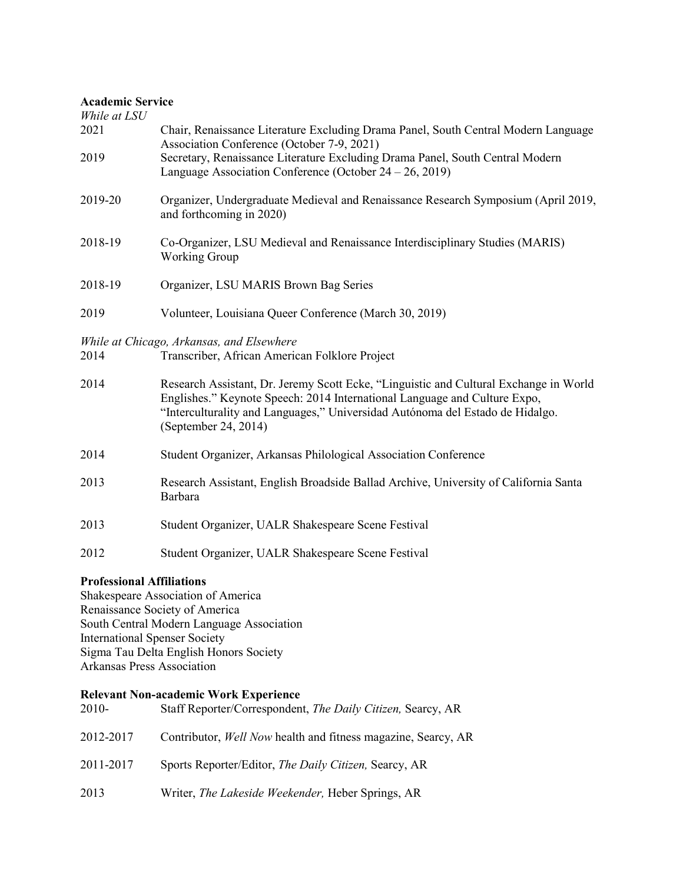**Academic Service**

*While at LSU*

2021 Chair, Renaissance Literature Excluding Drama Panel, South Central Modern Language Association Conference (October 7-9, 2021)

2019 Secretary, Renaissance Literature Excluding Drama Panel, South Central Modern Language Association Conference (October 24 – 26, 2019)

2019-20 Organizer, Undergraduate Medieval and Renaissance Research Symposium (April 2019, and forthcoming in 2020)

2018-19 Co-Organizer, LSU Medieval and Renaissance Interdisciplinary Studies (MARIS) Working Group

2018-19 Organizer, LSU MARIS Brown Bag Series

2019 Volunteer, Louisiana Queer Conference (March 30, 2019)

*While at Chicago, Arkansas, and Elsewhere*

2014 Transcriber, African American Folklore Project

2014 Research Assistant, Dr. Jeremy Scott Ecke, "Linguistic and Cultural Exchange in World Englishes." Keynote Speech: 2014 International Language and Culture Expo, "Interculturality and Languages," Universidad Autónoma del Estado de Hidalgo. (September 24, 2014)

2014 Student Organizer, Arkansas Philological Association Conference

2013 Research Assistant, English Broadside Ballad Archive, University of California Santa Barbara

2013 Student Organizer, UALR Shakespeare Scene Festival

2012 Student Organizer, UALR Shakespeare Scene Festival

**Professional Affiliations**

Shakespeare Association of America
Renaissance Society of America
South Central Modern Language Association
International Spenser Society
Sigma Tau Delta English Honors Society
Arkansas Press Association

**Relevant Non-academic Work Experience**

2010- Staff Reporter/Correspondent, *The Daily Citizen,* Searcy, AR

2012-2017 Contributor, *Well Now* health and fitness magazine, Searcy, AR

2011-2017 Sports Reporter/Editor, *The Daily Citizen,* Searcy, AR

2013 Writer, *The Lakeside Weekender,* Heber Springs, AR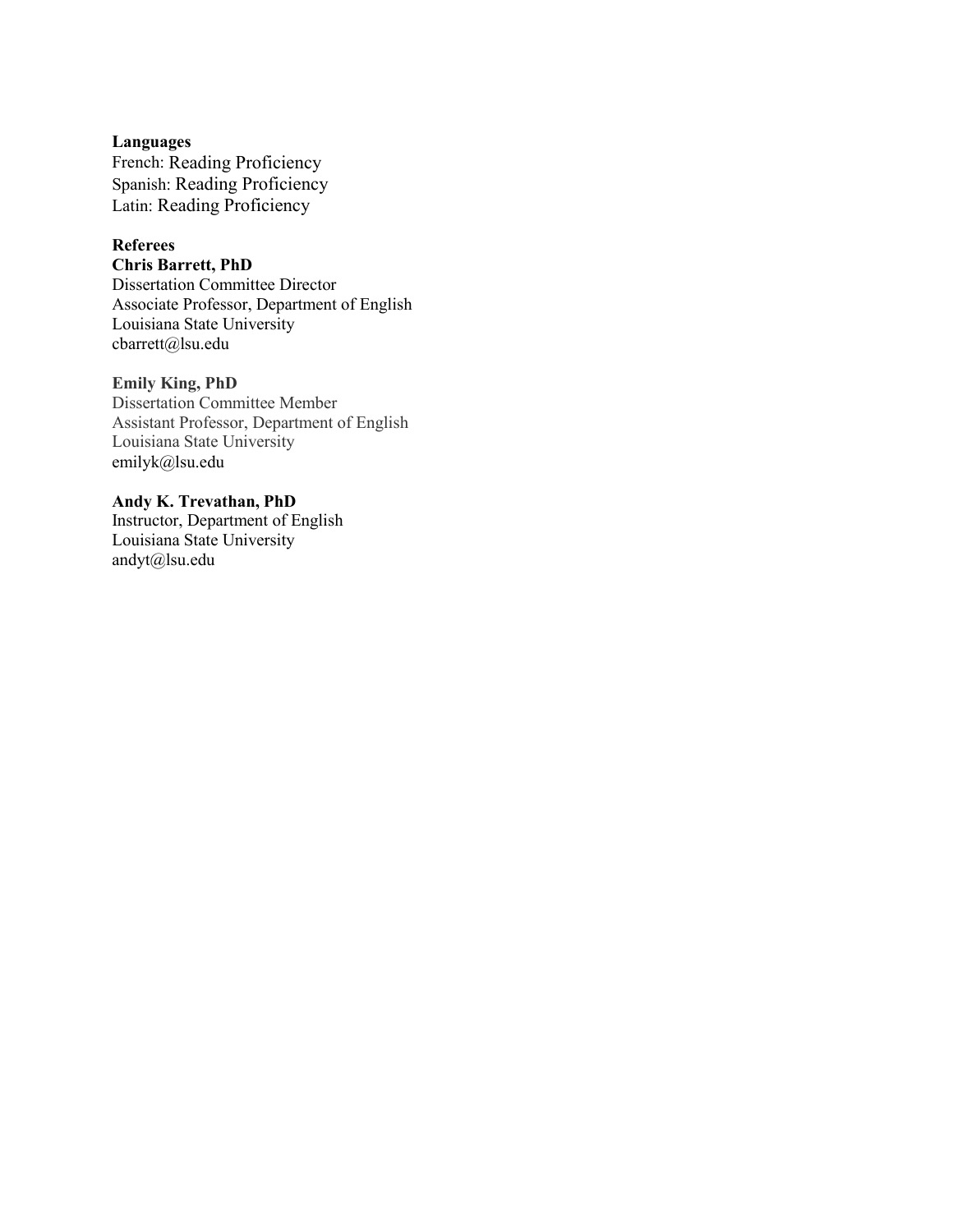**Languages**

French: Reading Proficiency
Spanish: Reading Proficiency
Latin: Reading Proficiency

**Referees**

**Chris Barrett, PhD**
Dissertation Committee Director
Associate Professor, Department of English
Louisiana State University
cbarrett@lsu.edu

**Emily King, PhD**
Dissertation Committee Member
Assistant Professor, Department of English
Louisiana State University
emilyk@lsu.edu

**Andy K. Trevathan, PhD**
Instructor, Department of English
Louisiana State University
andyt@lsu.edu